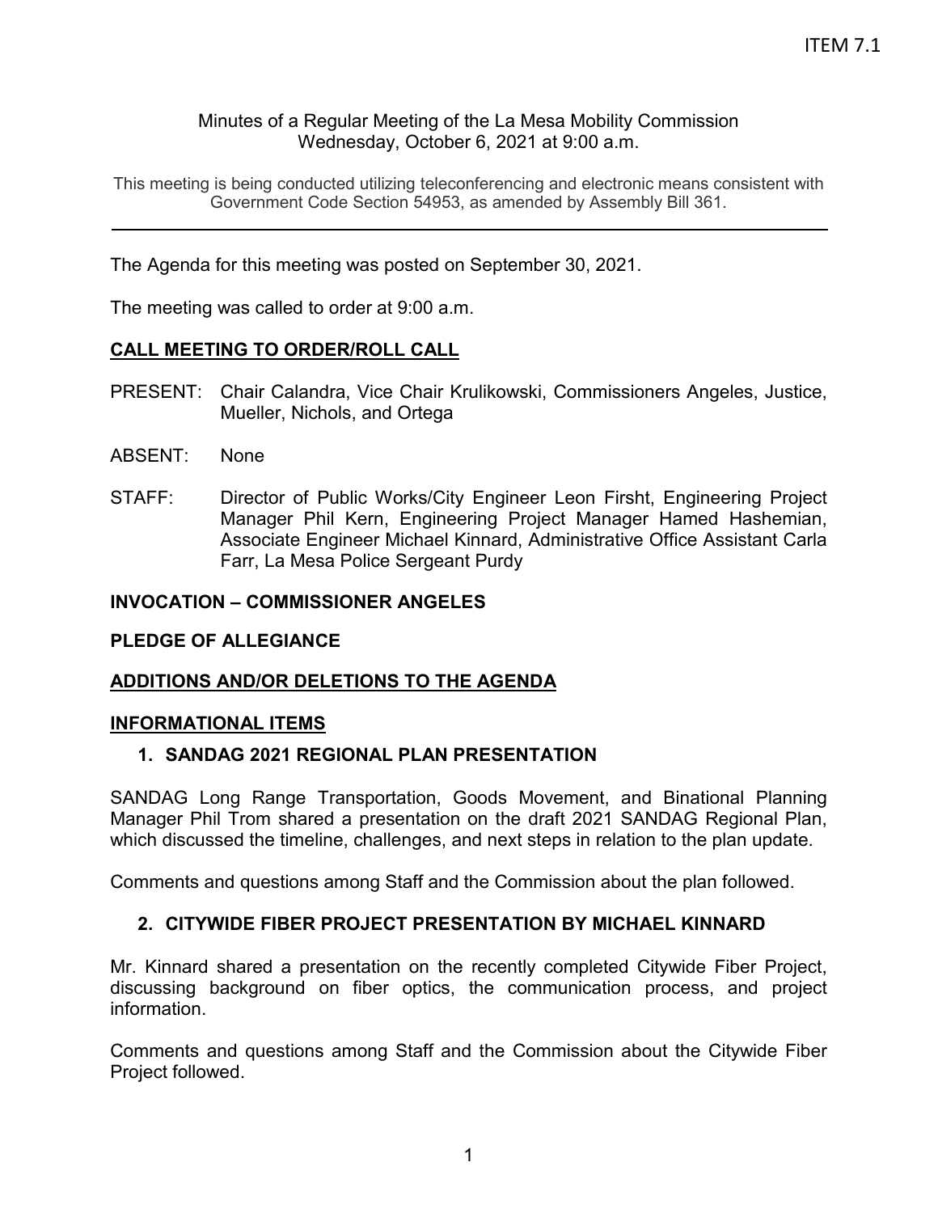ITEM 7.1

Minutes of a Regular Meeting of the La Mesa Mobility Commission
Wednesday, October 6, 2021 at 9:00 a.m.

This meeting is being conducted utilizing teleconferencing and electronic means consistent with Government Code Section 54953, as amended by Assembly Bill 361.

---

The Agenda for this meeting was posted on September 30, 2021.

The meeting was called to order at 9:00 a.m.

## CALL MEETING TO ORDER/ROLL CALL

PRESENT: Chair Calandra, Vice Chair Krulikowski, Commissioners Angeles, Justice, Mueller, Nichols, and Ortega

ABSENT: None

STAFF: Director of Public Works/City Engineer Leon Firsht, Engineering Project Manager Phil Kern, Engineering Project Manager Hamed Hashemian, Associate Engineer Michael Kinnard, Administrative Office Assistant Carla Farr, La Mesa Police Sergeant Purdy

## INVOCATION – COMMISSIONER ANGELES

## PLEDGE OF ALLEGIANCE

## ADDITIONS AND/OR DELETIONS TO THE AGENDA

## INFORMATIONAL ITEMS

### 1. SANDAG 2021 REGIONAL PLAN PRESENTATION

SANDAG Long Range Transportation, Goods Movement, and Binational Planning Manager Phil Trom shared a presentation on the draft 2021 SANDAG Regional Plan, which discussed the timeline, challenges, and next steps in relation to the plan update.

Comments and questions among Staff and the Commission about the plan followed.

### 2. CITYWIDE FIBER PROJECT PRESENTATION BY MICHAEL KINNARD

Mr. Kinnard shared a presentation on the recently completed Citywide Fiber Project, discussing background on fiber optics, the communication process, and project information.

Comments and questions among Staff and the Commission about the Citywide Fiber Project followed.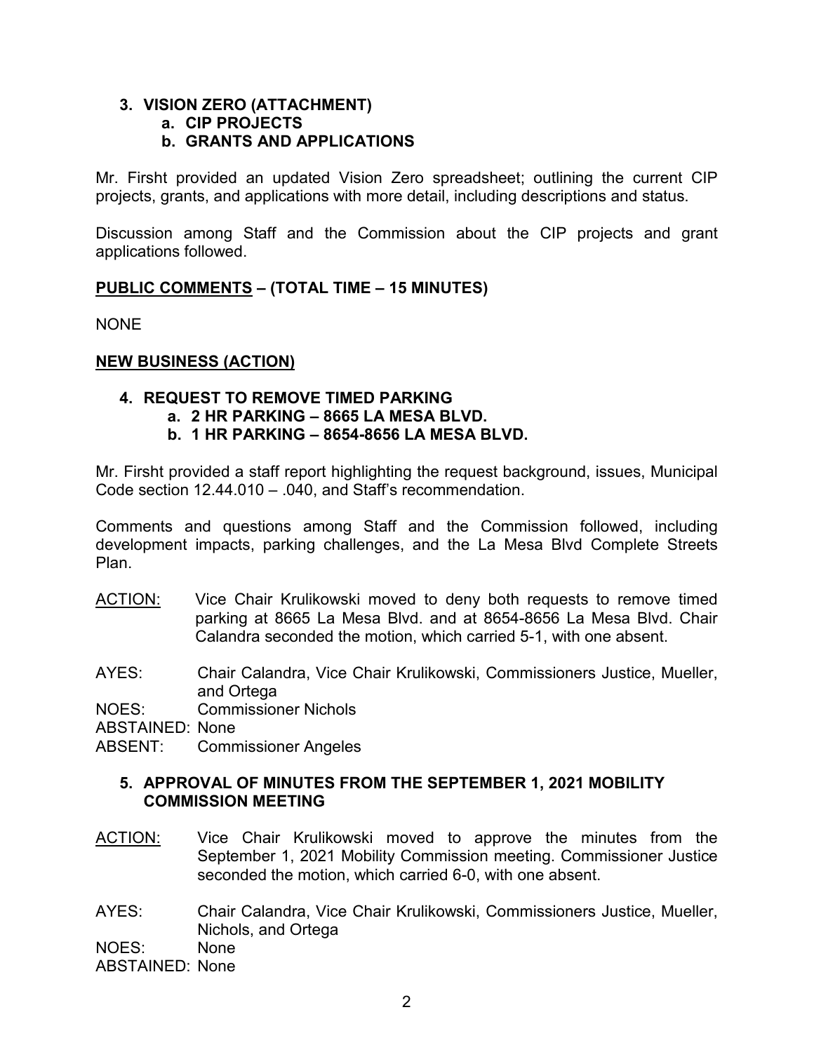3. **VISION ZERO (ATTACHMENT)**
   a. **CIP PROJECTS**
   b. **GRANTS AND APPLICATIONS**

Mr. Firsht provided an updated Vision Zero spreadsheet; outlining the current CIP projects, grants, and applications with more detail, including descriptions and status.

Discussion among Staff and the Commission about the CIP projects and grant applications followed.

**PUBLIC COMMENTS – (TOTAL TIME – 15 MINUTES)**

NONE

**NEW BUSINESS (ACTION)**

4. **REQUEST TO REMOVE TIMED PARKING**
   a. **2 HR PARKING – 8665 LA MESA BLVD.**
   b. **1 HR PARKING – 8654-8656 LA MESA BLVD.**

Mr. Firsht provided a staff report highlighting the request background, issues, Municipal Code section 12.44.010 – .040, and Staff's recommendation.

Comments and questions among Staff and the Commission followed, including development impacts, parking challenges, and the La Mesa Blvd Complete Streets Plan.

ACTION: Vice Chair Krulikowski moved to deny both requests to remove timed parking at 8665 La Mesa Blvd. and at 8654-8656 La Mesa Blvd. Chair Calandra seconded the motion, which carried 5-1, with one absent.

AYES: Chair Calandra, Vice Chair Krulikowski, Commissioners Justice, Mueller, and Ortega
NOES: Commissioner Nichols
ABSTAINED: None
ABSENT: Commissioner Angeles

5. **APPROVAL OF MINUTES FROM THE SEPTEMBER 1, 2021 MOBILITY COMMISSION MEETING**

ACTION: Vice Chair Krulikowski moved to approve the minutes from the September 1, 2021 Mobility Commission meeting. Commissioner Justice seconded the motion, which carried 6-0, with one absent.

AYES: Chair Calandra, Vice Chair Krulikowski, Commissioners Justice, Mueller, Nichols, and Ortega
NOES: None
ABSTAINED: None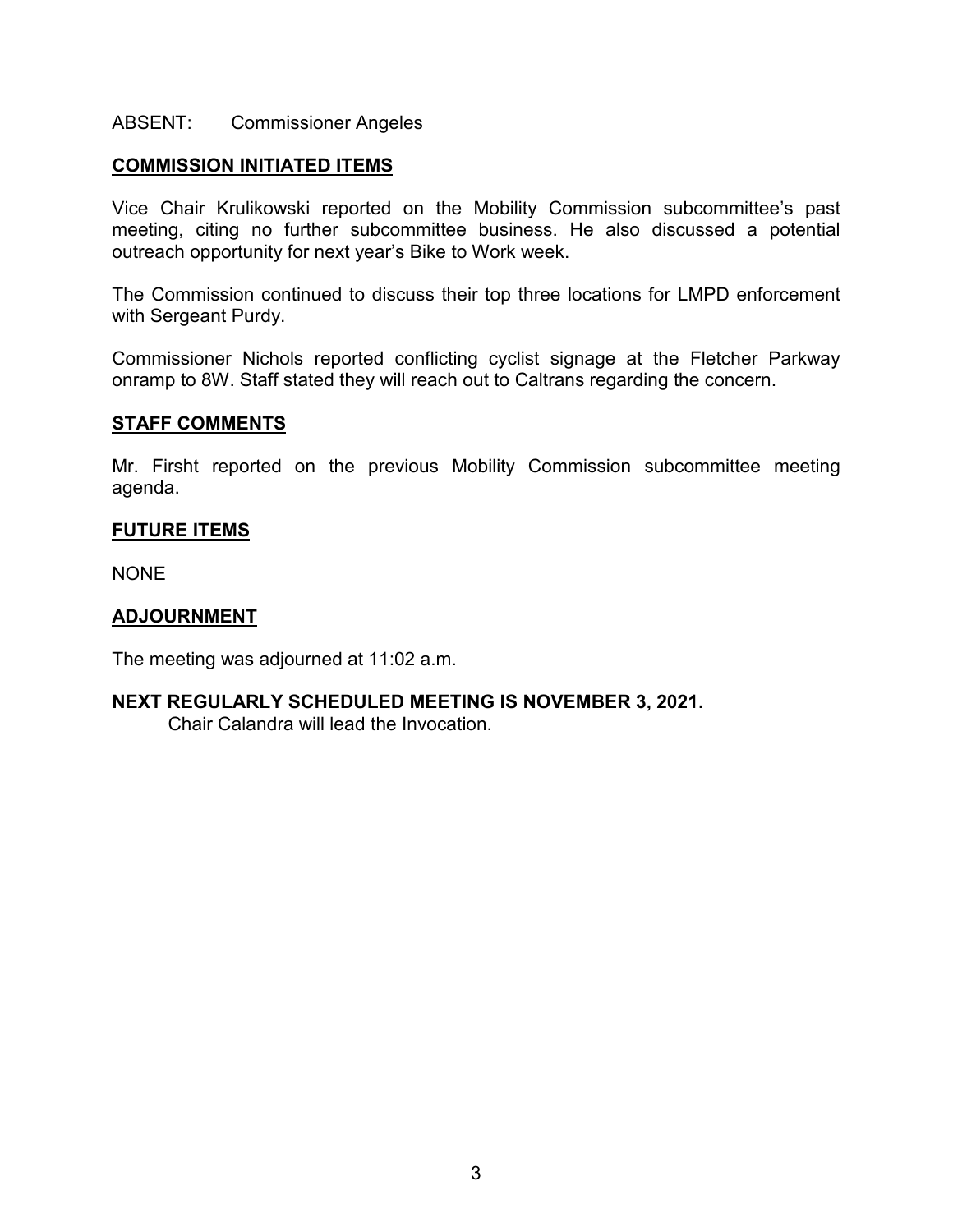ABSENT: Commissioner Angeles

**COMMISSION INITIATED ITEMS**

Vice Chair Krulikowski reported on the Mobility Commission subcommittee's past meeting, citing no further subcommittee business. He also discussed a potential outreach opportunity for next year's Bike to Work week.

The Commission continued to discuss their top three locations for LMPD enforcement with Sergeant Purdy.

Commissioner Nichols reported conflicting cyclist signage at the Fletcher Parkway onramp to 8W. Staff stated they will reach out to Caltrans regarding the concern.

**STAFF COMMENTS**

Mr. Firsht reported on the previous Mobility Commission subcommittee meeting agenda.

**FUTURE ITEMS**

NONE

**ADJOURNMENT**

The meeting was adjourned at 11:02 a.m.

**NEXT REGULARLY SCHEDULED MEETING IS NOVEMBER 3, 2021.**

Chair Calandra will lead the Invocation.